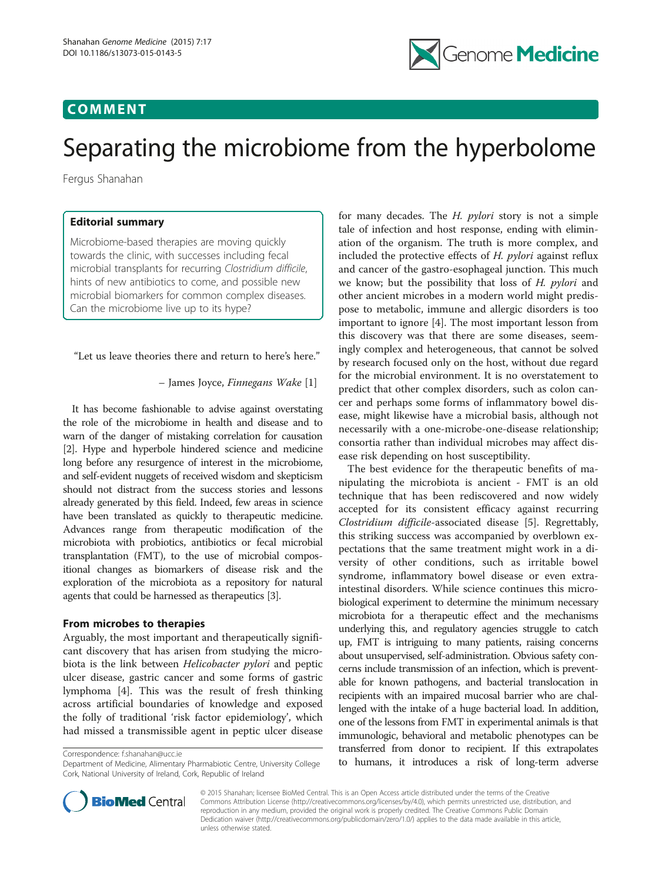COMMENT

# Separating the microbiome from the hyperbolome

Fergus Shanahan

### Editorial summary

Microbiome-based therapies are moving quickly towards the clinic, with successes including fecal microbial transplants for recurring *Clostridium difficile*, hints of new antibiotics to come, and possible new microbial biomarkers for common complex diseases. Can the microbiome live up to its hype?

"Let us leave theories there and return to here's here."

– James Joyce, *Finnegans Wake* [1]

It has become fashionable to advise against overstating the role of the microbiome in health and disease and to warn of the danger of mistaking correlation for causation [2]. Hype and hyperbole hindered science and medicine long before any resurgence of interest in the microbiome, and self-evident nuggets of received wisdom and skepticism should not distract from the success stories and lessons already generated by this field. Indeed, few areas in science have been translated as quickly to therapeutic medicine. Advances range from therapeutic modification of the microbiota with probiotics, antibiotics or fecal microbial transplantation (FMT), to the use of microbial compositional changes as biomarkers of disease risk and the exploration of the microbiota as a repository for natural agents that could be harnessed as therapeutics [3].

## From microbes to therapies

Arguably, the most important and therapeutically significant discovery that has arisen from studying the microbiota is the link between *Helicobacter pylori* and peptic ulcer disease, gastric cancer and some forms of gastric lymphoma [4]. This was the result of fresh thinking across artificial boundaries of knowledge and exposed the folly of traditional 'risk factor epidemiology', which had missed a transmissible agent in peptic ulcer disease for many decades. The *H. pylori* story is not a simple tale of infection and host response, ending with elimination of the organism. The truth is more complex, and included the protective effects of *H. pylori* against reflux and cancer of the gastro-esophageal junction. This much we know; but the possibility that loss of *H. pylori* and other ancient microbes in a modern world might predispose to metabolic, immune and allergic disorders is too important to ignore [4]. The most important lesson from this discovery was that there are some diseases, seemingly complex and heterogeneous, that cannot be solved by research focused only on the host, without due regard for the microbial environment. It is no overstatement to predict that other complex disorders, such as colon cancer and perhaps some forms of inflammatory bowel disease, might likewise have a microbial basis, although not necessarily with a one-microbe-one-disease relationship; consortia rather than individual microbes may affect disease risk depending on host susceptibility.

The best evidence for the therapeutic benefits of manipulating the microbiota is ancient - FMT is an old technique that has been rediscovered and now widely accepted for its consistent efficacy against recurring *Clostridium difficile*-associated disease [5]. Regrettably, this striking success was accompanied by overblown expectations that the same treatment might work in a diversity of other conditions, such as irritable bowel syndrome, inflammatory bowel disease or even extra-intestinal disorders. While science continues this microbiological experiment to determine the minimum necessary microbiota for a therapeutic effect and the mechanisms underlying this, and regulatory agencies struggle to catch up, FMT is intriguing to many patients, raising concerns about unsupervised, self-administration. Obvious safety concerns include transmission of an infection, which is preventable for known pathogens, and bacterial translocation in recipients with an impaired mucosal barrier who are challenged with the intake of a huge bacterial load. In addition, one of the lessons from FMT in experimental animals is that immunologic, behavioral and metabolic phenotypes can be transferred from donor to recipient. If this extrapolates to humans, it introduces a risk of long-term adverse

Correspondence: f.shanahan@ucc.ie
Department of Medicine, Alimentary Pharmabiotic Centre, University College Cork, National University of Ireland, Cork, Republic of Ireland

© 2015 Shanahan; licensee BioMed Central. This is an Open Access article distributed under the terms of the Creative Commons Attribution License (http://creativecommons.org/licenses/by/4.0), which permits unrestricted use, distribution, and reproduction in any medium, provided the original work is properly credited. The Creative Commons Public Domain Dedication waiver (http://creativecommons.org/publicdomain/zero/1.0/) applies to the data made available in this article, unless otherwise stated.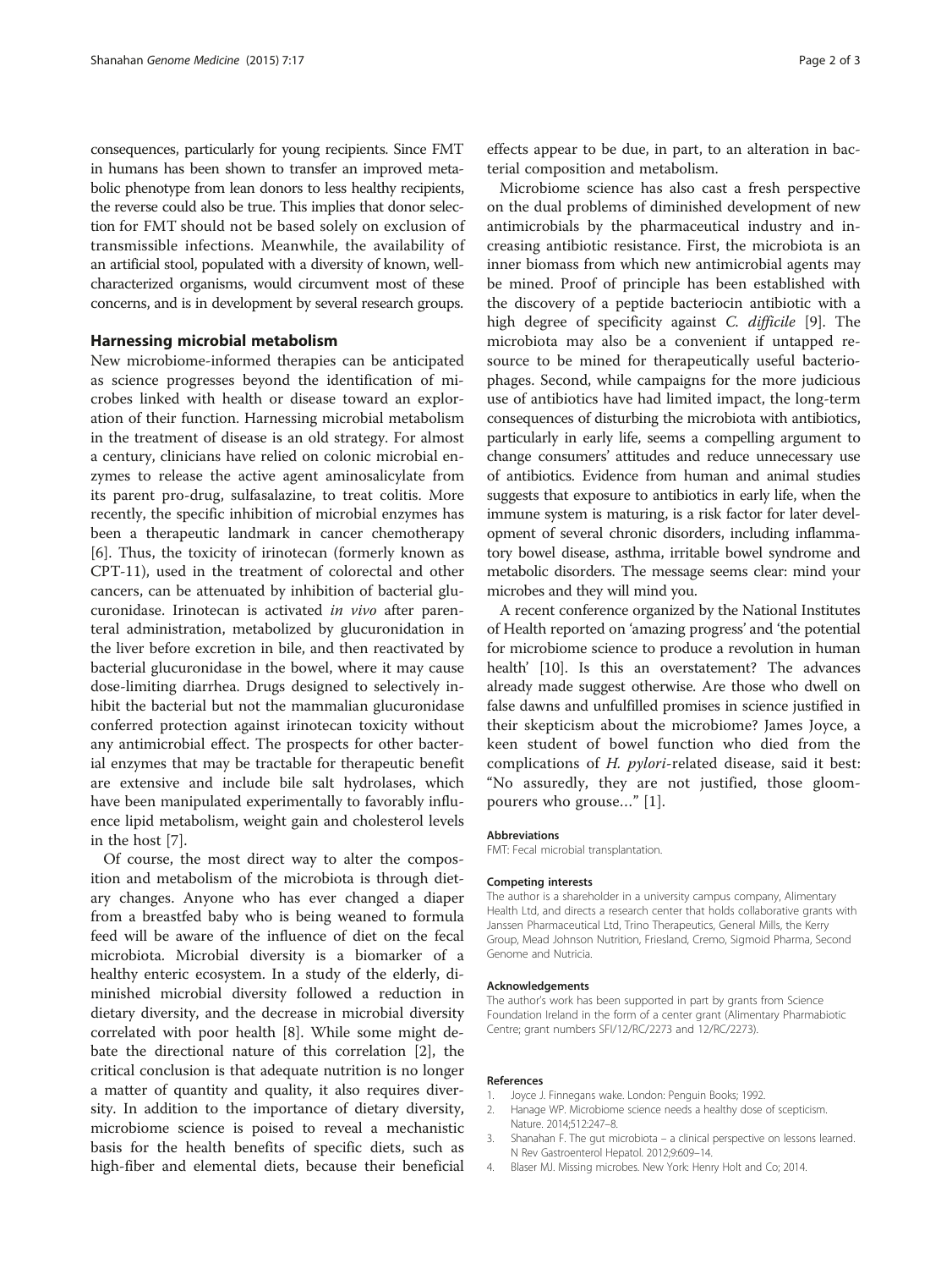consequences, particularly for young recipients. Since FMT in humans has been shown to transfer an improved metabolic phenotype from lean donors to less healthy recipients, the reverse could also be true. This implies that donor selection for FMT should not be based solely on exclusion of transmissible infections. Meanwhile, the availability of an artificial stool, populated with a diversity of known, well-characterized organisms, would circumvent most of these concerns, and is in development by several research groups.

## Harnessing microbial metabolism

New microbiome-informed therapies can be anticipated as science progresses beyond the identification of microbes linked with health or disease toward an exploration of their function. Harnessing microbial metabolism in the treatment of disease is an old strategy. For almost a century, clinicians have relied on colonic microbial enzymes to release the active agent aminosalicylate from its parent pro-drug, sulfasalazine, to treat colitis. More recently, the specific inhibition of microbial enzymes has been a therapeutic landmark in cancer chemotherapy [6]. Thus, the toxicity of irinotecan (formerly known as CPT-11), used in the treatment of colorectal and other cancers, can be attenuated by inhibition of bacterial glucuronidase. Irinotecan is activated *in vivo* after parenteral administration, metabolized by glucuronidation in the liver before excretion in bile, and then reactivated by bacterial glucuronidase in the bowel, where it may cause dose-limiting diarrhea. Drugs designed to selectively inhibit the bacterial but not the mammalian glucuronidase conferred protection against irinotecan toxicity without any antimicrobial effect. The prospects for other bacterial enzymes that may be tractable for therapeutic benefit are extensive and include bile salt hydrolases, which have been manipulated experimentally to favorably influence lipid metabolism, weight gain and cholesterol levels in the host [7].

Of course, the most direct way to alter the composition and metabolism of the microbiota is through dietary changes. Anyone who has ever changed a diaper from a breastfed baby who is being weaned to formula feed will be aware of the influence of diet on the fecal microbiota. Microbial diversity is a biomarker of a healthy enteric ecosystem. In a study of the elderly, diminished microbial diversity followed a reduction in dietary diversity, and the decrease in microbial diversity correlated with poor health [8]. While some might debate the directional nature of this correlation [2], the critical conclusion is that adequate nutrition is no longer a matter of quantity and quality, it also requires diversity. In addition to the importance of dietary diversity, microbiome science is poised to reveal a mechanistic basis for the health benefits of specific diets, such as high-fiber and elemental diets, because their beneficial effects appear to be due, in part, to an alteration in bacterial composition and metabolism.

Microbiome science has also cast a fresh perspective on the dual problems of diminished development of new antimicrobials by the pharmaceutical industry and increasing antibiotic resistance. First, the microbiota is an inner biomass from which new antimicrobial agents may be mined. Proof of principle has been established with the discovery of a peptide bacteriocin antibiotic with a high degree of specificity against *C. difficile* [9]. The microbiota may also be a convenient if untapped resource to be mined for therapeutically useful bacteriophages. Second, while campaigns for the more judicious use of antibiotics have had limited impact, the long-term consequences of disturbing the microbiota with antibiotics, particularly in early life, seems a compelling argument to change consumers' attitudes and reduce unnecessary use of antibiotics. Evidence from human and animal studies suggests that exposure to antibiotics in early life, when the immune system is maturing, is a risk factor for later development of several chronic disorders, including inflammatory bowel disease, asthma, irritable bowel syndrome and metabolic disorders. The message seems clear: mind your microbes and they will mind you.

A recent conference organized by the National Institutes of Health reported on 'amazing progress' and 'the potential for microbiome science to produce a revolution in human health' [10]. Is this an overstatement? The advances already made suggest otherwise. Are those who dwell on false dawns and unfulfilled promises in science justified in their skepticism about the microbiome? James Joyce, a keen student of bowel function who died from the complications of *H. pylori*-related disease, said it best: "No assuredly, they are not justified, those gloompourers who grouse…" [1].

#### Abbreviations

FMT: Fecal microbial transplantation.

#### Competing interests

The author is a shareholder in a university campus company, Alimentary Health Ltd, and directs a research center that holds collaborative grants with Janssen Pharmaceutical Ltd, Trino Therapeutics, General Mills, the Kerry Group, Mead Johnson Nutrition, Friesland, Cremo, Sigmoid Pharma, Second Genome and Nutricia.

#### Acknowledgements

The author's work has been supported in part by grants from Science Foundation Ireland in the form of a center grant (Alimentary Pharmabiotic Centre; grant numbers SFI/12/RC/2273 and 12/RC/2273).

#### References

1. Joyce J. Finnegans wake. London: Penguin Books; 1992.
2. Hanage WP. Microbiome science needs a healthy dose of scepticism. Nature. 2014;512:247–8.
3. Shanahan F. The gut microbiota – a clinical perspective on lessons learned. N Rev Gastroenterol Hepatol. 2012;9:609–14.
4. Blaser MJ. Missing microbes. New York: Henry Holt and Co; 2014.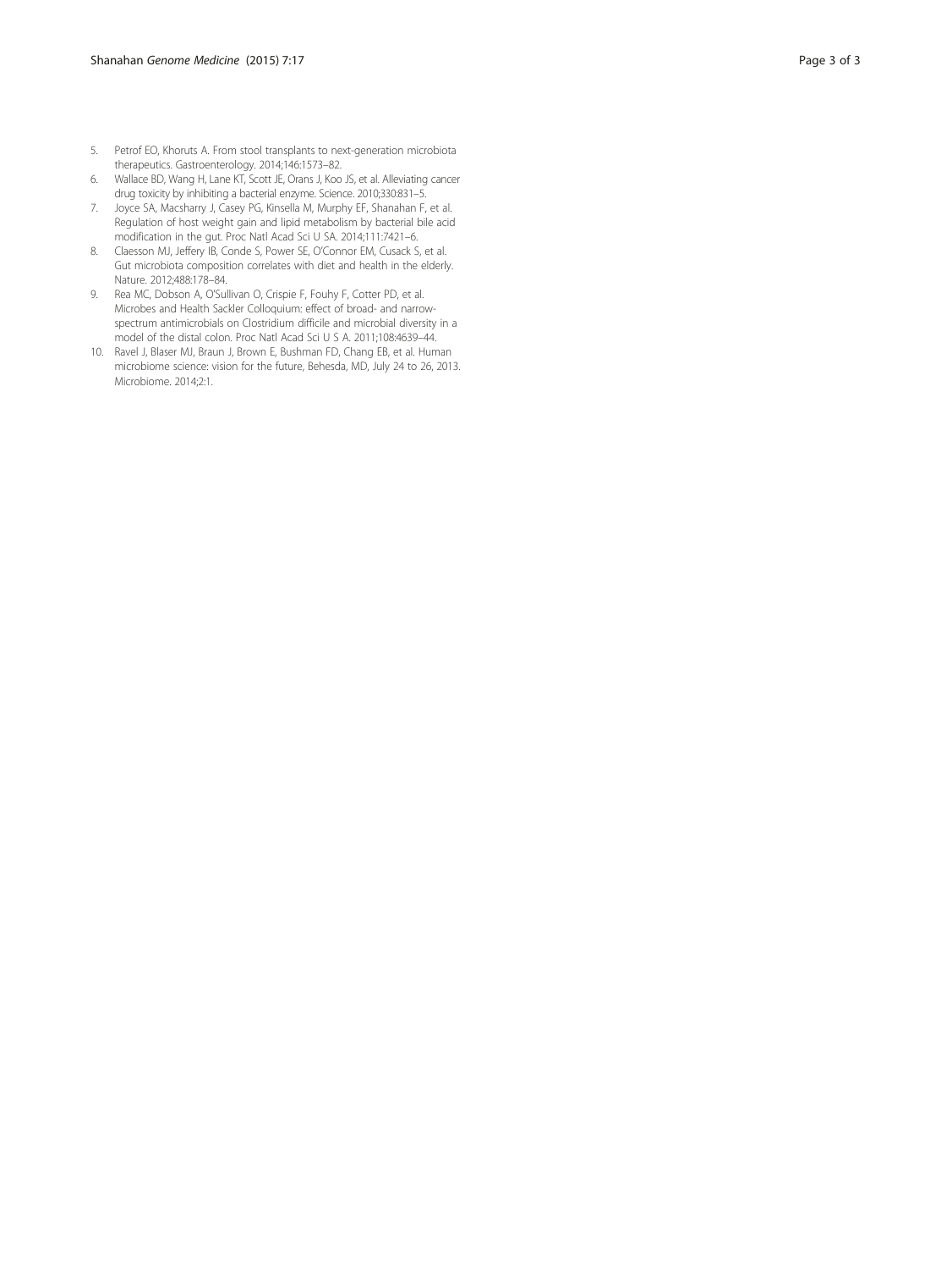5. Petrof EO, Khoruts A. From stool transplants to next-generation microbiota therapeutics. Gastroenterology. 2014;146:1573–82.
6. Wallace BD, Wang H, Lane KT, Scott JE, Orans J, Koo JS, et al. Alleviating cancer drug toxicity by inhibiting a bacterial enzyme. Science. 2010;330:831–5.
7. Joyce SA, Macsharry J, Casey PG, Kinsella M, Murphy EF, Shanahan F, et al. Regulation of host weight gain and lipid metabolism by bacterial bile acid modification in the gut. Proc Natl Acad Sci U SA. 2014;111:7421–6.
8. Claesson MJ, Jeffery IB, Conde S, Power SE, O'Connor EM, Cusack S, et al. Gut microbiota composition correlates with diet and health in the elderly. Nature. 2012;488:178–84.
9. Rea MC, Dobson A, O'Sullivan O, Crispie F, Fouhy F, Cotter PD, et al. Microbes and Health Sackler Colloquium: effect of broad- and narrow-spectrum antimicrobials on Clostridium difficile and microbial diversity in a model of the distal colon. Proc Natl Acad Sci U S A. 2011;108:4639–44.
10. Ravel J, Blaser MJ, Braun J, Brown E, Bushman FD, Chang EB, et al. Human microbiome science: vision for the future, Behesda, MD, July 24 to 26, 2013. Microbiome. 2014;2:1.